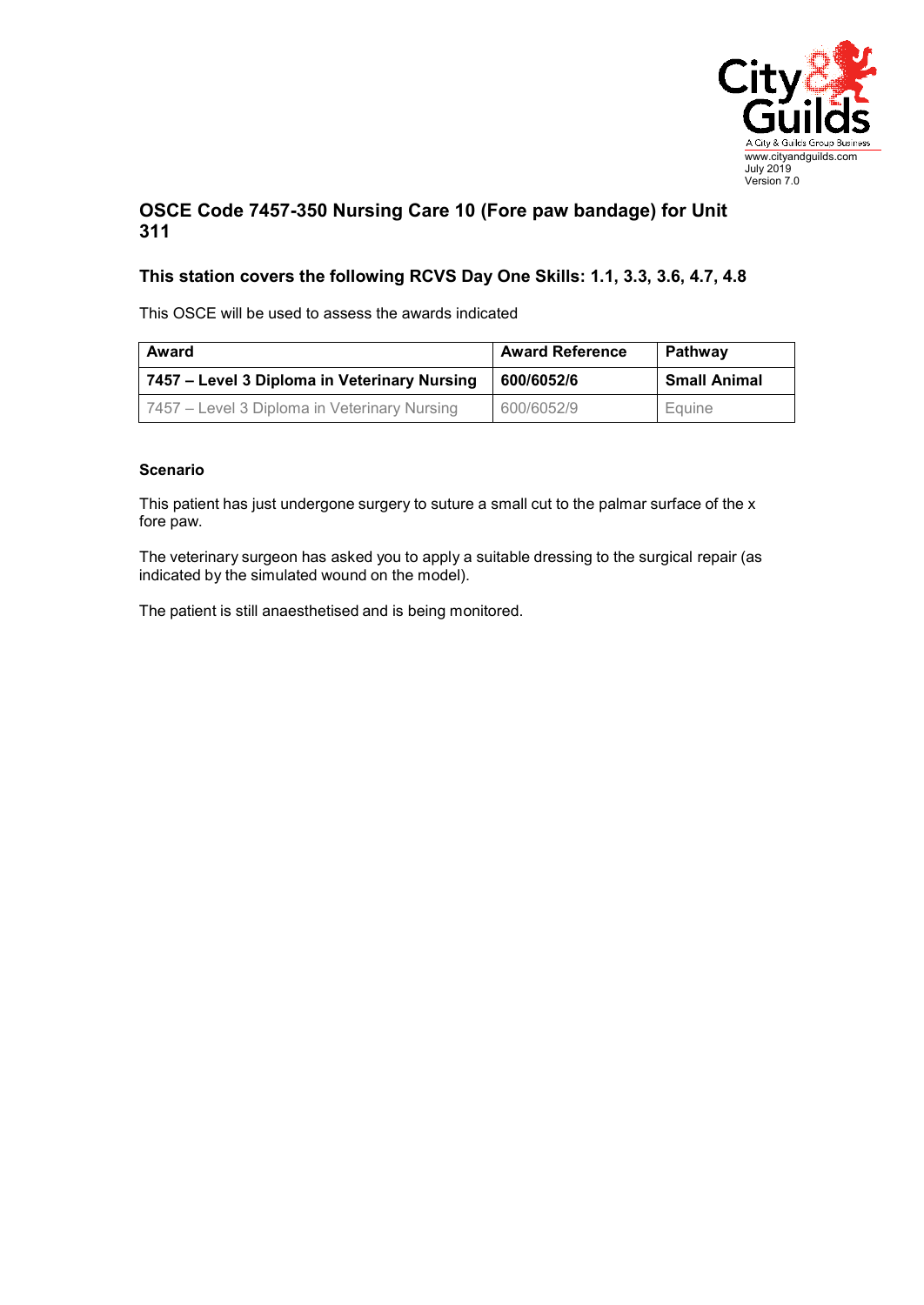www.cityandguilds.com
July 2019
Version 7.0

## OSCE Code 7457-350 Nursing Care 10 (Fore paw bandage) for Unit 311

### This station covers the following RCVS Day One Skills: 1.1, 3.3, 3.6, 4.7, 4.8

This OSCE will be used to assess the awards indicated

| Award | Award Reference | Pathway |
|---|---|---|
| **7457 – Level 3 Diploma in Veterinary Nursing** | **600/6052/6** | **Small Animal** |
| 7457 – Level 3 Diploma in Veterinary Nursing | 600/6052/9 | Equine |

**Scenario**

This patient has just undergone surgery to suture a small cut to the palmar surface of the x fore paw.

The veterinary surgeon has asked you to apply a suitable dressing to the surgical repair (as indicated by the simulated wound on the model).

The patient is still anaesthetised and is being monitored.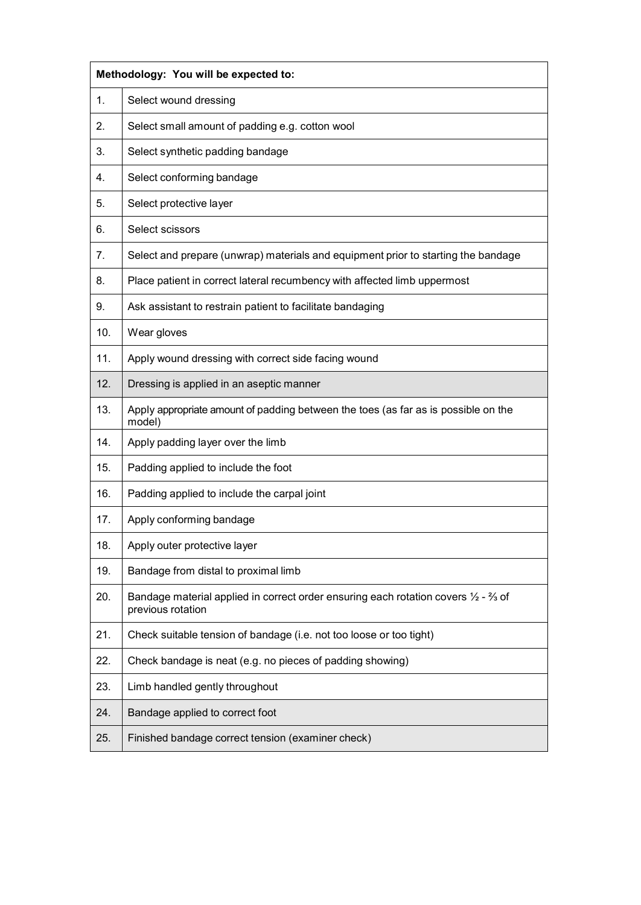| Methodology: You will be expected to: | |
|---|---|
| 1. | Select wound dressing |
| 2. | Select small amount of padding e.g. cotton wool |
| 3. | Select synthetic padding bandage |
| 4. | Select conforming bandage |
| 5. | Select protective layer |
| 6. | Select scissors |
| 7. | Select and prepare (unwrap) materials and equipment prior to starting the bandage |
| 8. | Place patient in correct lateral recumbency with affected limb uppermost |
| 9. | Ask assistant to restrain patient to facilitate bandaging |
| 10. | Wear gloves |
| 11. | Apply wound dressing with correct side facing wound |
| 12. | Dressing is applied in an aseptic manner |
| 13. | Apply appropriate amount of padding between the toes (as far as is possible on the model) |
| 14. | Apply padding layer over the limb |
| 15. | Padding applied to include the foot |
| 16. | Padding applied to include the carpal joint |
| 17. | Apply conforming bandage |
| 18. | Apply outer protective layer |
| 19. | Bandage from distal to proximal limb |
| 20. | Bandage material applied in correct order ensuring each rotation covers ½ - ⅔ of previous rotation |
| 21. | Check suitable tension of bandage (i.e. not too loose or too tight) |
| 22. | Check bandage is neat (e.g. no pieces of padding showing) |
| 23. | Limb handled gently throughout |
| 24. | Bandage applied to correct foot |
| 25. | Finished bandage correct tension (examiner check) |